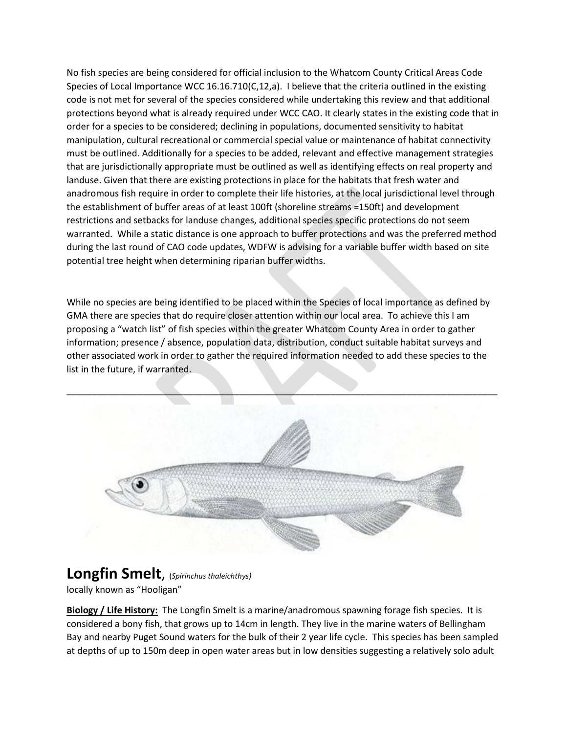No fish species are being considered for official inclusion to the Whatcom County Critical Areas Code Species of Local Importance WCC 16.16.710(C,12,a). I believe that the criteria outlined in the existing code is not met for several of the species considered while undertaking this review and that additional protections beyond what is already required under WCC CAO. It clearly states in the existing code that in order for a species to be considered; declining in populations, documented sensitivity to habitat manipulation, cultural recreational or commercial special value or maintenance of habitat connectivity must be outlined. Additionally for a species to be added, relevant and effective management strategies that are jurisdictionally appropriate must be outlined as well as identifying effects on real property and landuse. Given that there are existing protections in place for the habitats that fresh water and anadromous fish require in order to complete their life histories, at the local jurisdictional level through the establishment of buffer areas of at least 100ft (shoreline streams =150ft) and development restrictions and setbacks for landuse changes, additional species specific protections do not seem warranted. While a static distance is one approach to buffer protections and was the preferred method during the last round of CAO code updates, WDFW is advising for a variable buffer width based on site potential tree height when determining riparian buffer widths.

While no species are being identified to be placed within the Species of local importance as defined by GMA there are species that do require closer attention within our local area. To achieve this I am proposing a "watch list" of fish species within the greater Whatcom County Area in order to gather information; presence / absence, population data, distribution, conduct suitable habitat surveys and other associated work in order to gather the required information needed to add these species to the list in the future, if warranted.

---

# Longfin Smelt, (*Spirinchus thaleichthys*)

locally known as "Hooligan"

**Biology / Life History:** The Longfin Smelt is a marine/anadromous spawning forage fish species. It is considered a bony fish, that grows up to 14cm in length. They live in the marine waters of Bellingham Bay and nearby Puget Sound waters for the bulk of their 2 year life cycle. This species has been sampled at depths of up to 150m deep in open water areas but in low densities suggesting a relatively solo adult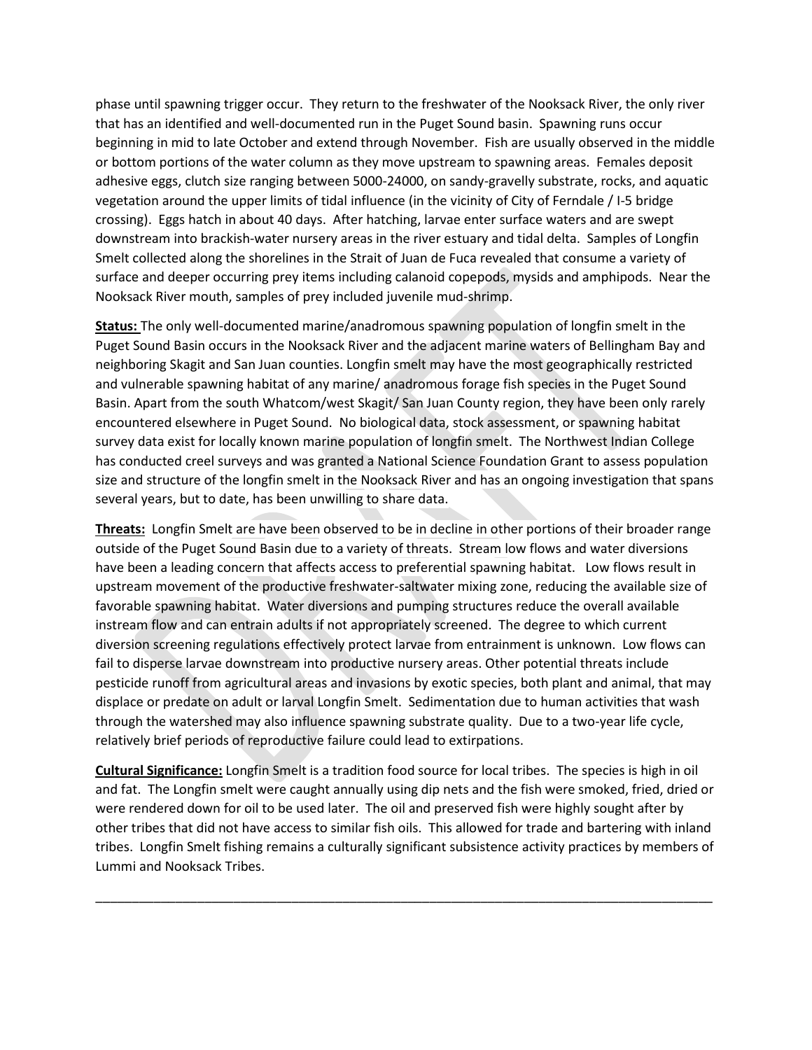phase until spawning trigger occur. They return to the freshwater of the Nooksack River, the only river that has an identified and well-documented run in the Puget Sound basin. Spawning runs occur beginning in mid to late October and extend through November. Fish are usually observed in the middle or bottom portions of the water column as they move upstream to spawning areas. Females deposit adhesive eggs, clutch size ranging between 5000-24000, on sandy-gravelly substrate, rocks, and aquatic vegetation around the upper limits of tidal influence (in the vicinity of City of Ferndale / I-5 bridge crossing). Eggs hatch in about 40 days. After hatching, larvae enter surface waters and are swept downstream into brackish-water nursery areas in the river estuary and tidal delta. Samples of Longfin Smelt collected along the shorelines in the Strait of Juan de Fuca revealed that consume a variety of surface and deeper occurring prey items including calanoid copepods, mysids and amphipods. Near the Nooksack River mouth, samples of prey included juvenile mud-shrimp.

**Status:** The only well-documented marine/anadromous spawning population of longfin smelt in the Puget Sound Basin occurs in the Nooksack River and the adjacent marine waters of Bellingham Bay and neighboring Skagit and San Juan counties. Longfin smelt may have the most geographically restricted and vulnerable spawning habitat of any marine/ anadromous forage fish species in the Puget Sound Basin. Apart from the south Whatcom/west Skagit/ San Juan County region, they have been only rarely encountered elsewhere in Puget Sound. No biological data, stock assessment, or spawning habitat survey data exist for locally known marine population of longfin smelt. The Northwest Indian College has conducted creel surveys and was granted a National Science Foundation Grant to assess population size and structure of the longfin smelt in the Nooksack River and has an ongoing investigation that spans several years, but to date, has been unwilling to share data.

**Threats:** Longfin Smelt are have been observed to be in decline in other portions of their broader range outside of the Puget Sound Basin due to a variety of threats. Stream low flows and water diversions have been a leading concern that affects access to preferential spawning habitat. Low flows result in upstream movement of the productive freshwater-saltwater mixing zone, reducing the available size of favorable spawning habitat. Water diversions and pumping structures reduce the overall available instream flow and can entrain adults if not appropriately screened. The degree to which current diversion screening regulations effectively protect larvae from entrainment is unknown. Low flows can fail to disperse larvae downstream into productive nursery areas. Other potential threats include pesticide runoff from agricultural areas and invasions by exotic species, both plant and animal, that may displace or predate on adult or larval Longfin Smelt. Sedimentation due to human activities that wash through the watershed may also influence spawning substrate quality. Due to a two-year life cycle, relatively brief periods of reproductive failure could lead to extirpations.

**Cultural Significance:** Longfin Smelt is a tradition food source for local tribes. The species is high in oil and fat. The Longfin smelt were caught annually using dip nets and the fish were smoked, fried, dried or were rendered down for oil to be used later. The oil and preserved fish were highly sought after by other tribes that did not have access to similar fish oils. This allowed for trade and bartering with inland tribes. Longfin Smelt fishing remains a culturally significant subsistence activity practices by members of Lummi and Nooksack Tribes.

---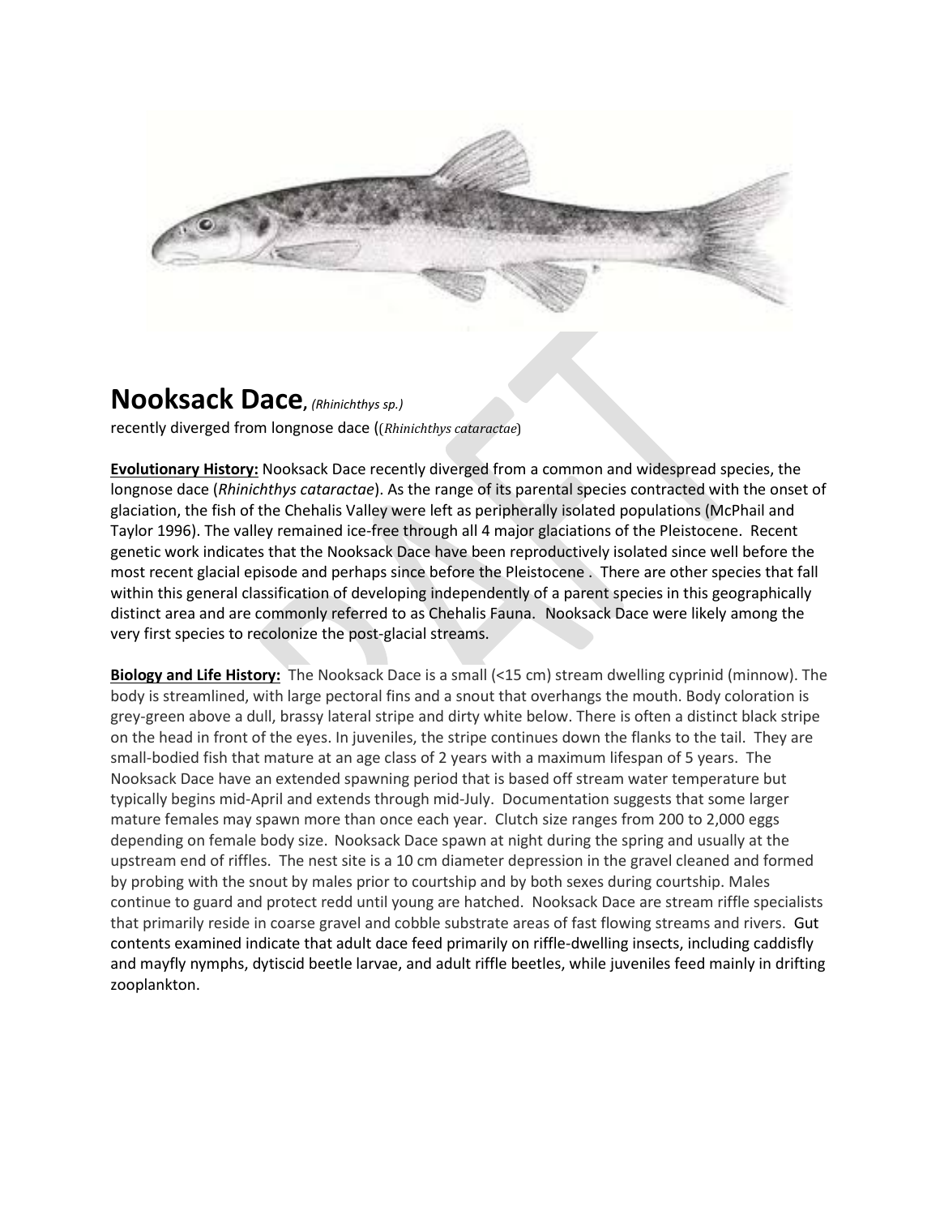# Nooksack Dace, *(Rhinichthys sp.)*

recently diverged from longnose dace ((*Rhinichthys cataractae*)

**Evolutionary History:** Nooksack Dace recently diverged from a common and widespread species, the longnose dace (*Rhinichthys cataractae*). As the range of its parental species contracted with the onset of glaciation, the fish of the Chehalis Valley were left as peripherally isolated populations (McPhail and Taylor 1996). The valley remained ice-free through all 4 major glaciations of the Pleistocene. Recent genetic work indicates that the Nooksack Dace have been reproductively isolated since well before the most recent glacial episode and perhaps since before the Pleistocene . There are other species that fall within this general classification of developing independently of a parent species in this geographically distinct area and are commonly referred to as Chehalis Fauna. Nooksack Dace were likely among the very first species to recolonize the post-glacial streams.

**Biology and Life History:** The Nooksack Dace is a small (<15 cm) stream dwelling cyprinid (minnow). The body is streamlined, with large pectoral fins and a snout that overhangs the mouth. Body coloration is grey-green above a dull, brassy lateral stripe and dirty white below. There is often a distinct black stripe on the head in front of the eyes. In juveniles, the stripe continues down the flanks to the tail. They are small-bodied fish that mature at an age class of 2 years with a maximum lifespan of 5 years. The Nooksack Dace have an extended spawning period that is based off stream water temperature but typically begins mid-April and extends through mid-July. Documentation suggests that some larger mature females may spawn more than once each year. Clutch size ranges from 200 to 2,000 eggs depending on female body size. Nooksack Dace spawn at night during the spring and usually at the upstream end of riffles. The nest site is a 10 cm diameter depression in the gravel cleaned and formed by probing with the snout by males prior to courtship and by both sexes during courtship. Males continue to guard and protect redd until young are hatched. Nooksack Dace are stream riffle specialists that primarily reside in coarse gravel and cobble substrate areas of fast flowing streams and rivers. Gut contents examined indicate that adult dace feed primarily on riffle-dwelling insects, including caddisfly and mayfly nymphs, dytiscid beetle larvae, and adult riffle beetles, while juveniles feed mainly in drifting zooplankton.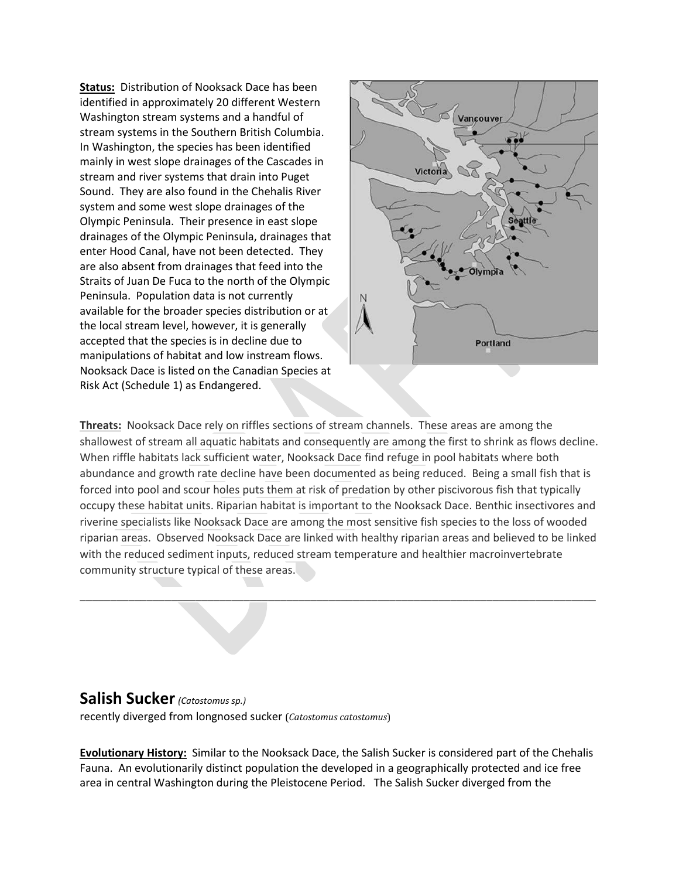**Status:** Distribution of Nooksack Dace has been identified in approximately 20 different Western Washington stream systems and a handful of stream systems in the Southern British Columbia. In Washington, the species has been identified mainly in west slope drainages of the Cascades in stream and river systems that drain into Puget Sound. They are also found in the Chehalis River system and some west slope drainages of the Olympic Peninsula. Their presence in east slope drainages of the Olympic Peninsula, drainages that enter Hood Canal, have not been detected. They are also absent from drainages that feed into the Straits of Juan De Fuca to the north of the Olympic Peninsula. Population data is not currently available for the broader species distribution or at the local stream level, however, it is generally accepted that the species is in decline due to manipulations of habitat and low instream flows. Nooksack Dace is listed on the Canadian Species at Risk Act (Schedule 1) as Endangered.

**Threats:** Nooksack Dace rely on riffles sections of stream channels. These areas are among the shallowest of stream all aquatic habitats and consequently are among the first to shrink as flows decline. When riffle habitats lack sufficient water, Nooksack Dace find refuge in pool habitats where both abundance and growth rate decline have been documented as being reduced. Being a small fish that is forced into pool and scour holes puts them at risk of predation by other piscivorous fish that typically occupy these habitat units. Riparian habitat is important to the Nooksack Dace. Benthic insectivores and riverine specialists like Nooksack Dace are among the most sensitive fish species to the loss of wooded riparian areas. Observed Nooksack Dace are linked with healthy riparian areas and believed to be linked with the reduced sediment inputs, reduced stream temperature and healthier macroinvertebrate community structure typical of these areas.

---

## Salish Sucker *(Catostomus sp.)*

recently diverged from longnosed sucker (*Catostomus catostomus*)

**Evolutionary History:** Similar to the Nooksack Dace, the Salish Sucker is considered part of the Chehalis Fauna. An evolutionarily distinct population the developed in a geographically protected and ice free area in central Washington during the Pleistocene Period. The Salish Sucker diverged from the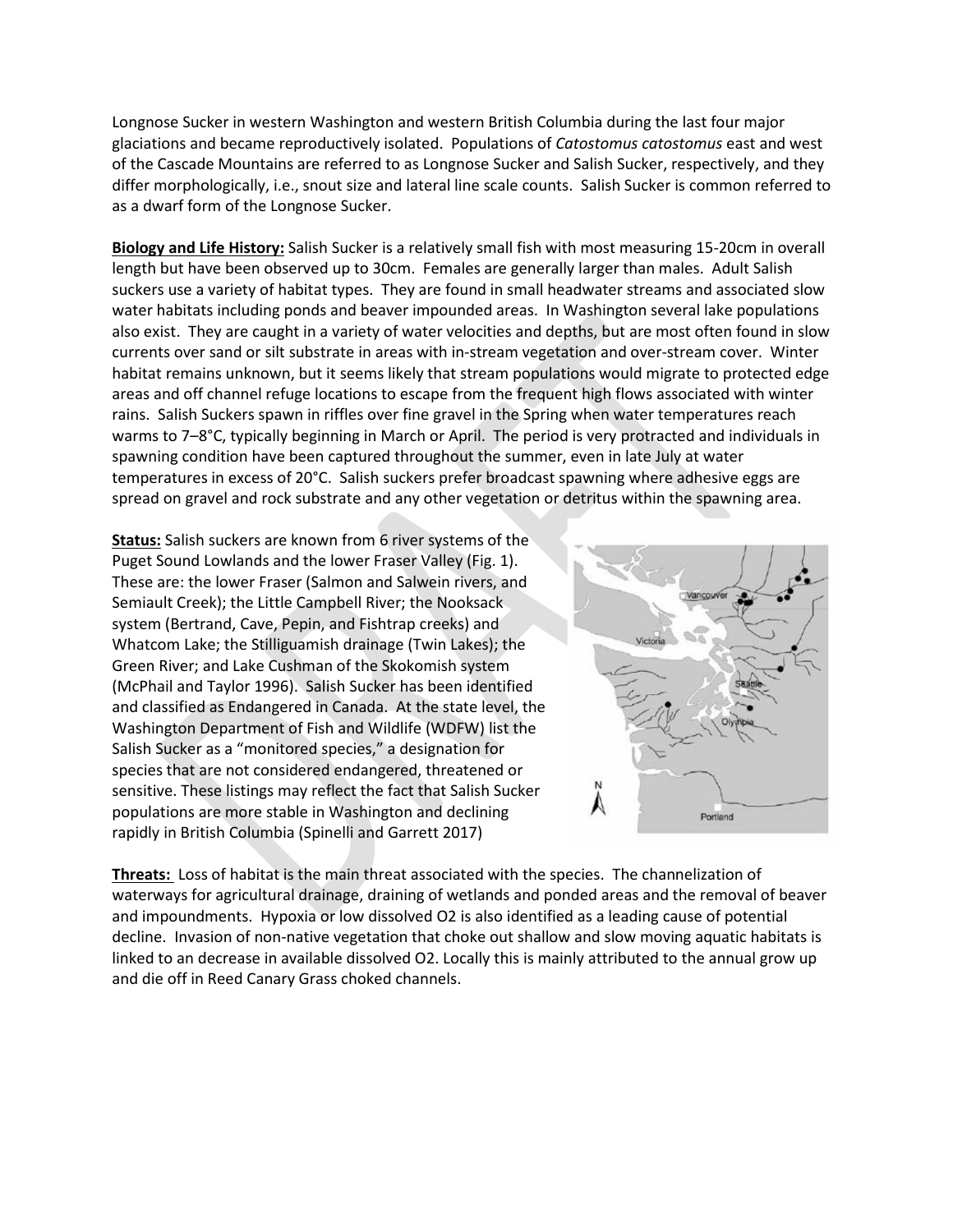Longnose Sucker in western Washington and western British Columbia during the last four major glaciations and became reproductively isolated. Populations of *Catostomus catostomus* east and west of the Cascade Mountains are referred to as Longnose Sucker and Salish Sucker, respectively, and they differ morphologically, i.e., snout size and lateral line scale counts. Salish Sucker is common referred to as a dwarf form of the Longnose Sucker.

**Biology and Life History:** Salish Sucker is a relatively small fish with most measuring 15-20cm in overall length but have been observed up to 30cm. Females are generally larger than males. Adult Salish suckers use a variety of habitat types. They are found in small headwater streams and associated slow water habitats including ponds and beaver impounded areas. In Washington several lake populations also exist. They are caught in a variety of water velocities and depths, but are most often found in slow currents over sand or silt substrate in areas with in-stream vegetation and over-stream cover. Winter habitat remains unknown, but it seems likely that stream populations would migrate to protected edge areas and off channel refuge locations to escape from the frequent high flows associated with winter rains. Salish Suckers spawn in riffles over fine gravel in the Spring when water temperatures reach warms to 7–8°C, typically beginning in March or April. The period is very protracted and individuals in spawning condition have been captured throughout the summer, even in late July at water temperatures in excess of 20°C. Salish suckers prefer broadcast spawning where adhesive eggs are spread on gravel and rock substrate and any other vegetation or detritus within the spawning area.

**Status:** Salish suckers are known from 6 river systems of the Puget Sound Lowlands and the lower Fraser Valley (Fig. 1). These are: the lower Fraser (Salmon and Salwein rivers, and Semiault Creek); the Little Campbell River; the Nooksack system (Bertrand, Cave, Pepin, and Fishtrap creeks) and Whatcom Lake; the Stilliguamish drainage (Twin Lakes); the Green River; and Lake Cushman of the Skokomish system (McPhail and Taylor 1996). Salish Sucker has been identified and classified as Endangered in Canada. At the state level, the Washington Department of Fish and Wildlife (WDFW) list the Salish Sucker as a "monitored species," a designation for species that are not considered endangered, threatened or sensitive. These listings may reflect the fact that Salish Sucker populations are more stable in Washington and declining rapidly in British Columbia (Spinelli and Garrett 2017)

Vancouver
Victoria
Seattle
Olympia
Portland
N

**Threats:** Loss of habitat is the main threat associated with the species. The channelization of waterways for agricultural drainage, draining of wetlands and ponded areas and the removal of beaver and impoundments. Hypoxia or low dissolved O2 is also identified as a leading cause of potential decline. Invasion of non-native vegetation that choke out shallow and slow moving aquatic habitats is linked to an decrease in available dissolved O2. Locally this is mainly attributed to the annual grow up and die off in Reed Canary Grass choked channels.